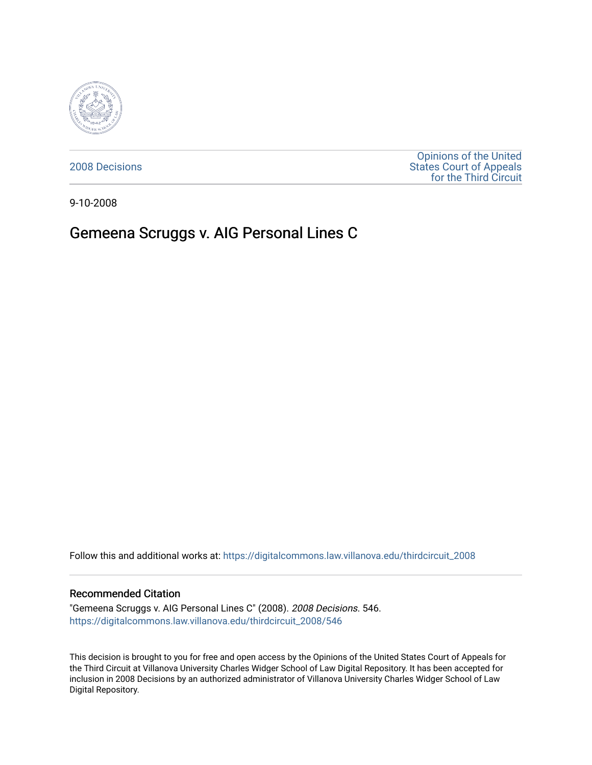2008 Decisions

Opinions of the United States Court of Appeals for the Third Circuit

9-10-2008

# Gemeena Scruggs v. AIG Personal Lines C

Follow this and additional works at: https://digitalcommons.law.villanova.edu/thirdcircuit_2008

## Recommended Citation

"Gemeena Scruggs v. AIG Personal Lines C" (2008). *2008 Decisions*. 546.
https://digitalcommons.law.villanova.edu/thirdcircuit_2008/546

This decision is brought to you for free and open access by the Opinions of the United States Court of Appeals for the Third Circuit at Villanova University Charles Widger School of Law Digital Repository. It has been accepted for inclusion in 2008 Decisions by an authorized administrator of Villanova University Charles Widger School of Law Digital Repository.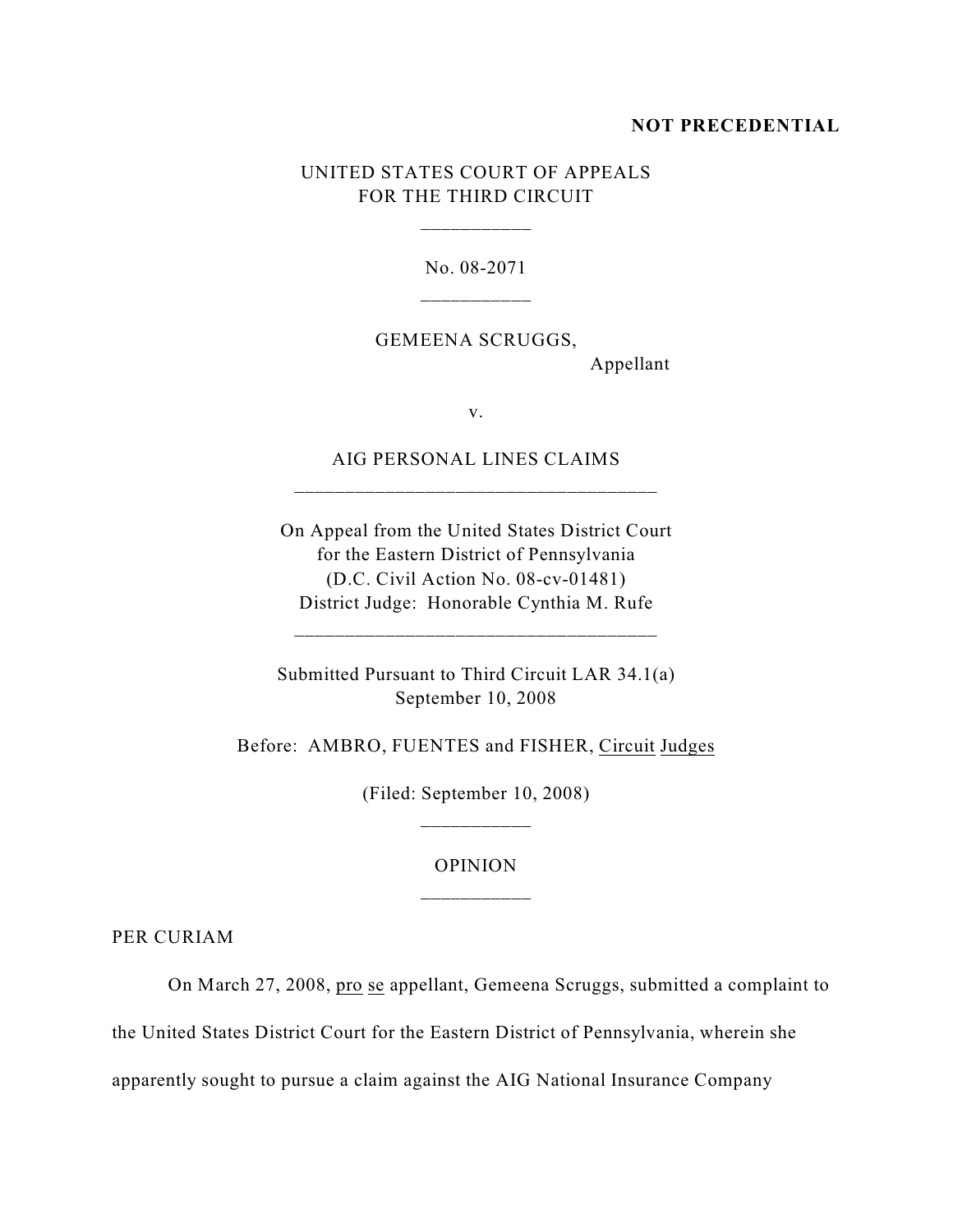**NOT PRECEDENTIAL**

UNITED STATES COURT OF APPEALS
FOR THE THIRD CIRCUIT

\_\_\_\_\_\_\_\_\_\_\_

No. 08-2071

\_\_\_\_\_\_\_\_\_\_\_

GEMEENA SCRUGGS,
Appellant

v.

AIG PERSONAL LINES CLAIMS

\_\_\_\_\_\_\_\_\_\_\_\_\_\_\_\_\_\_\_\_\_\_\_\_\_\_\_\_\_\_\_\_\_\_\_\_

On Appeal from the United States District Court
for the Eastern District of Pennsylvania
(D.C. Civil Action No. 08-cv-01481)
District Judge: Honorable Cynthia M. Rufe

\_\_\_\_\_\_\_\_\_\_\_\_\_\_\_\_\_\_\_\_\_\_\_\_\_\_\_\_\_\_\_\_\_\_\_\_

Submitted Pursuant to Third Circuit LAR 34.1(a)
September 10, 2008

Before: AMBRO, FUENTES and FISHER, Circuit Judges

(Filed: September 10, 2008)

\_\_\_\_\_\_\_\_\_\_\_

OPINION

\_\_\_\_\_\_\_\_\_\_\_

PER CURIAM

On March 27, 2008, pro se appellant, Gemeena Scruggs, submitted a complaint to the United States District Court for the Eastern District of Pennsylvania, wherein she apparently sought to pursue a claim against the AIG National Insurance Company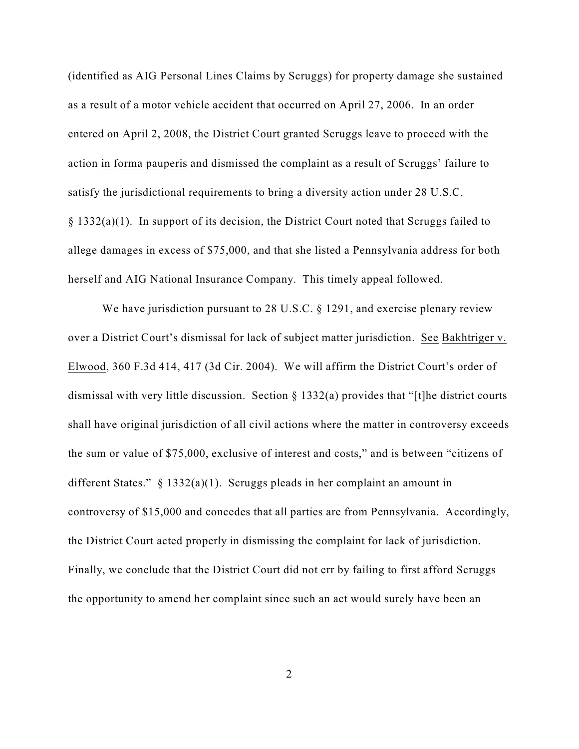(identified as AIG Personal Lines Claims by Scruggs) for property damage she sustained as a result of a motor vehicle accident that occurred on April 27, 2006. In an order entered on April 2, 2008, the District Court granted Scruggs leave to proceed with the action in forma pauperis and dismissed the complaint as a result of Scruggs' failure to satisfy the jurisdictional requirements to bring a diversity action under 28 U.S.C. § 1332(a)(1). In support of its decision, the District Court noted that Scruggs failed to allege damages in excess of $75,000, and that she listed a Pennsylvania address for both herself and AIG National Insurance Company. This timely appeal followed.

We have jurisdiction pursuant to 28 U.S.C. § 1291, and exercise plenary review over a District Court's dismissal for lack of subject matter jurisdiction. See Bakhtriger v. Elwood, 360 F.3d 414, 417 (3d Cir. 2004). We will affirm the District Court's order of dismissal with very little discussion. Section § 1332(a) provides that "[t]he district courts shall have original jurisdiction of all civil actions where the matter in controversy exceeds the sum or value of $75,000, exclusive of interest and costs," and is between "citizens of different States." § 1332(a)(1). Scruggs pleads in her complaint an amount in controversy of $15,000 and concedes that all parties are from Pennsylvania. Accordingly, the District Court acted properly in dismissing the complaint for lack of jurisdiction. Finally, we conclude that the District Court did not err by failing to first afford Scruggs the opportunity to amend her complaint since such an act would surely have been an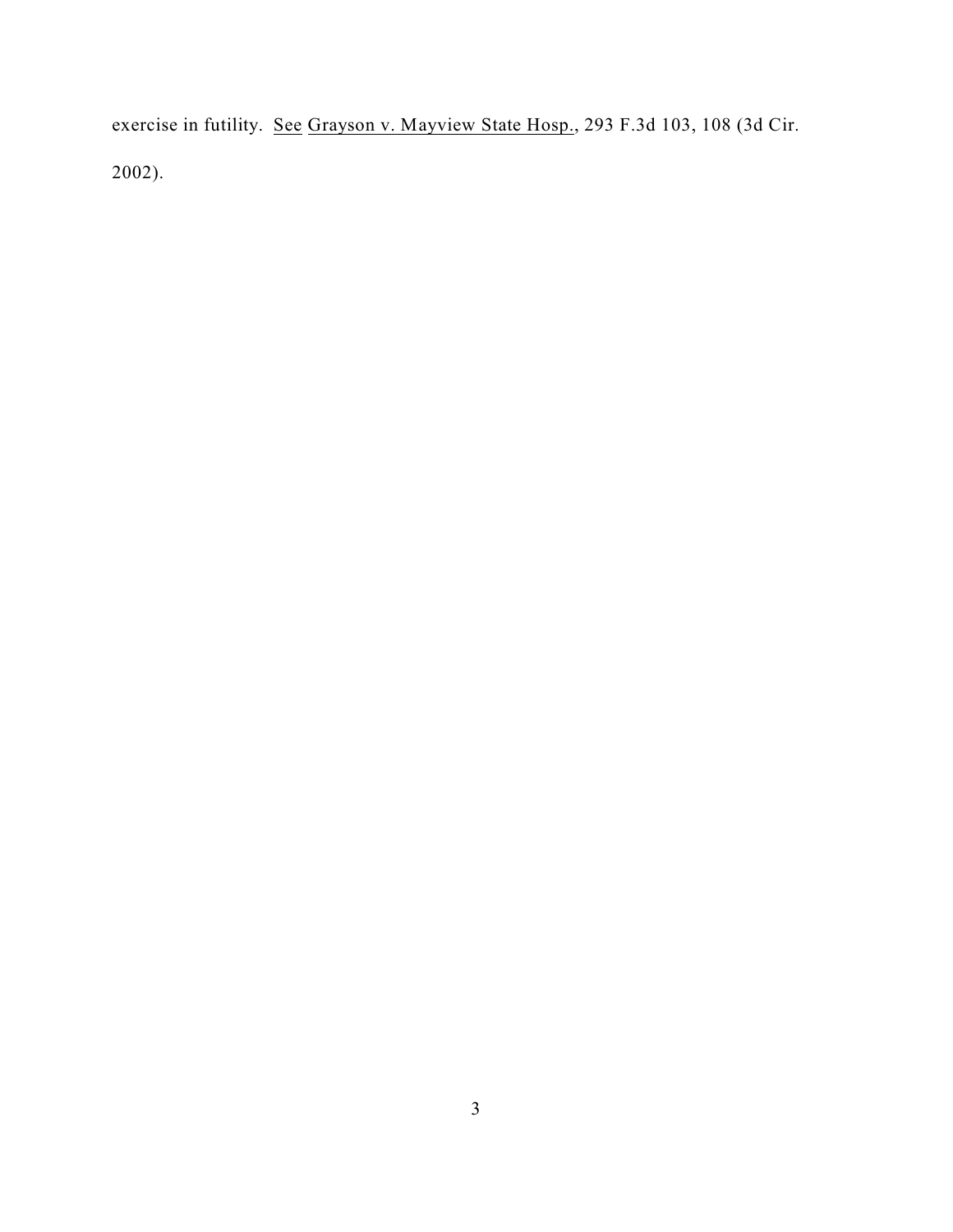exercise in futility. See Grayson v. Mayview State Hosp., 293 F.3d 103, 108 (3d Cir. 2002).